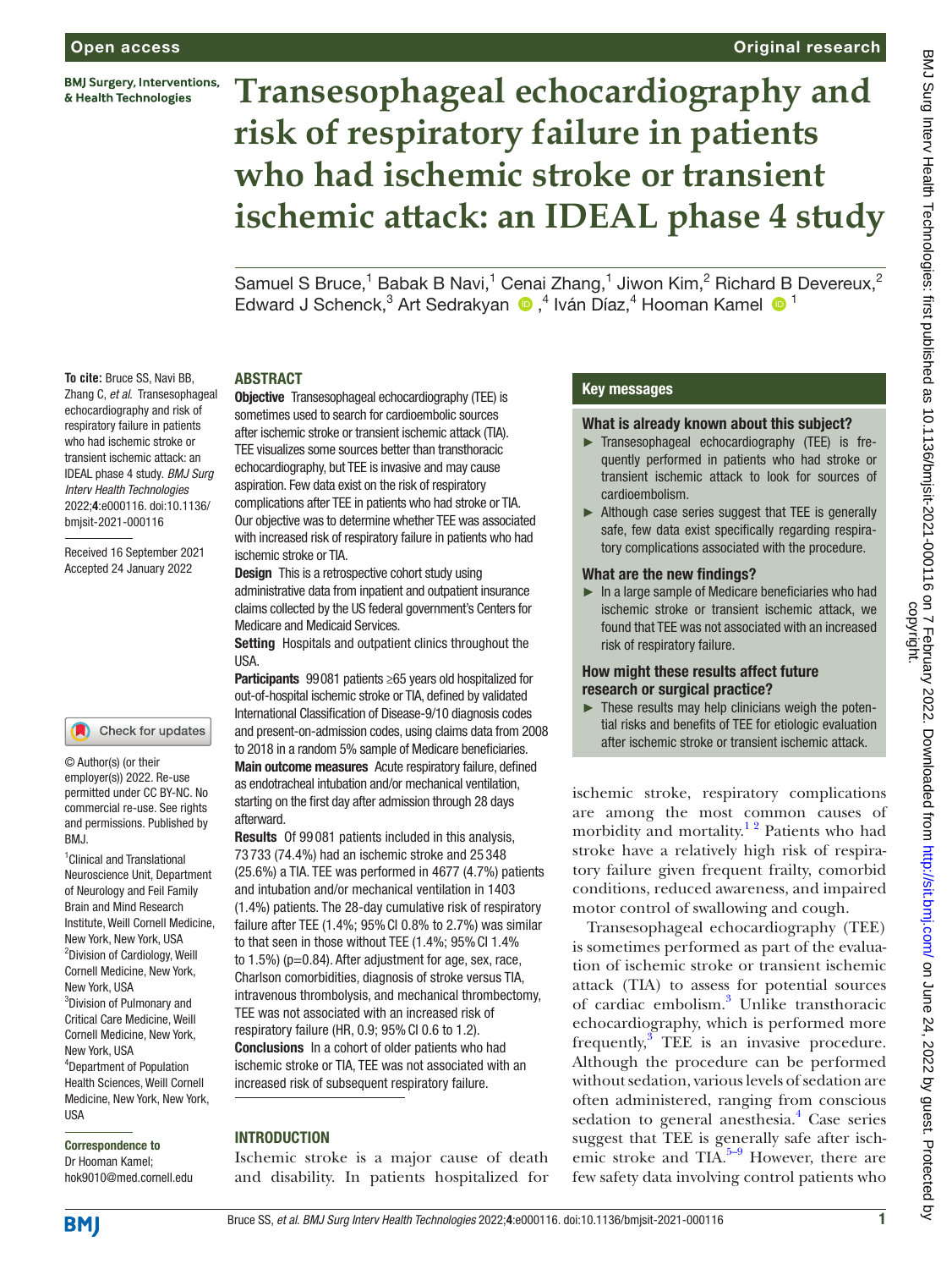# Transesophageal echocardiography and risk of respiratory failure in patients who had ischemic stroke or transient ischemic attack: an IDEAL phase 4 study

Samuel S Bruce,[1] Babak B Navi,[1] Cenai Zhang,[1] Jiwon Kim,[2] Richard B Devereux,[2] Edward J Schenck,[3] Art Sedrakyan,[4] Iván Díaz,[4] Hooman Kamel[1]

**To cite:** Bruce SS, Navi BB, Zhang C, *et al*. Transesophageal echocardiography and risk of respiratory failure in patients who had ischemic stroke or transient ischemic attack: an IDEAL phase 4 study. *BMJ Surg Interv Health Technologies* 2022;**4**:e000116. doi:10.1136/bmjsit-2021-000116

Received 16 September 2021
Accepted 24 January 2022

© Author(s) (or their employer(s)) 2022. Re-use permitted under CC BY-NC. No commercial re-use. See rights and permissions. Published by BMJ.

[1]Clinical and Translational Neuroscience Unit, Department of Neurology and Feil Family Brain and Mind Research Institute, Weill Cornell Medicine, New York, New York, USA
[2]Division of Cardiology, Weill Cornell Medicine, New York, New York, USA
[3]Division of Pulmonary and Critical Care Medicine, Weill Cornell Medicine, New York, New York, USA
[4]Department of Population Health Sciences, Weill Cornell Medicine, New York, New York, USA

**Correspondence to**
Dr Hooman Kamel; hok9010@med.cornell.edu

## ABSTRACT

**Objective** Transesophageal echocardiography (TEE) is sometimes used to search for cardioembolic sources after ischemic stroke or transient ischemic attack (TIA). TEE visualizes some sources better than transthoracic echocardiography, but TEE is invasive and may cause aspiration. Few data exist on the risk of respiratory complications after TEE in patients who had stroke or TIA. Our objective was to determine whether TEE was associated with increased risk of respiratory failure in patients who had ischemic stroke or TIA.

**Design** This is a retrospective cohort study using administrative data from inpatient and outpatient insurance claims collected by the US federal government's Centers for Medicare and Medicaid Services.

**Setting** Hospitals and outpatient clinics throughout the USA.

**Participants** 99 081 patients ≥65 years old hospitalized for out-of-hospital ischemic stroke or TIA, defined by validated International Classification of Disease-9/10 diagnosis codes and present-on-admission codes, using claims data from 2008 to 2018 in a random 5% sample of Medicare beneficiaries.

**Main outcome measures** Acute respiratory failure, defined as endotracheal intubation and/or mechanical ventilation, starting on the first day after admission through 28 days afterward.

**Results** Of 99 081 patients included in this analysis, 73 733 (74.4%) had an ischemic stroke and 25 348 (25.6%) a TIA. TEE was performed in 4677 (4.7%) patients and intubation and/or mechanical ventilation in 1403 (1.4%) patients. The 28-day cumulative risk of respiratory failure after TEE (1.4%; 95% CI 0.8% to 2.7%) was similar to that seen in those without TEE (1.4%; 95% CI 1.4% to 1.5%) (p=0.84). After adjustment for age, sex, race, Charlson comorbidities, diagnosis of stroke versus TIA, intravenous thrombolysis, and mechanical thrombectomy, TEE was not associated with an increased risk of respiratory failure (HR, 0.9; 95% CI 0.6 to 1.2).

**Conclusions** In a cohort of older patients who had ischemic stroke or TIA, TEE was not associated with an increased risk of subsequent respiratory failure.

## Key messages

### What is already known about this subject?

- Transesophageal echocardiography (TEE) is frequently performed in patients who had stroke or transient ischemic attack to look for sources of cardioembolism.
- Although case series suggest that TEE is generally safe, few data exist specifically regarding respiratory complications associated with the procedure.

### What are the new findings?

- In a large sample of Medicare beneficiaries who had ischemic stroke or transient ischemic attack, we found that TEE was not associated with an increased risk of respiratory failure.

### How might these results affect future research or surgical practice?

- These results may help clinicians weigh the potential risks and benefits of TEE for etiologic evaluation after ischemic stroke or transient ischemic attack.

## INTRODUCTION

Ischemic stroke is a major cause of death and disability. In patients hospitalized for ischemic stroke, respiratory complications are among the most common causes of morbidity and mortality.[1 2] Patients who had stroke have a relatively high risk of respiratory failure given frequent frailty, comorbid conditions, reduced awareness, and impaired motor control of swallowing and cough.

Transesophageal echocardiography (TEE) is sometimes performed as part of the evaluation of ischemic stroke or transient ischemic attack (TIA) to assess for potential sources of cardiac embolism.[3] Unlike transthoracic echocardiography, which is performed more frequently,[3] TEE is an invasive procedure. Although the procedure can be performed without sedation, various levels of sedation are often administered, ranging from conscious sedation to general anesthesia.[4] Case series suggest that TEE is generally safe after ischemic stroke and TIA.[5–9] However, there are few safety data involving control patients who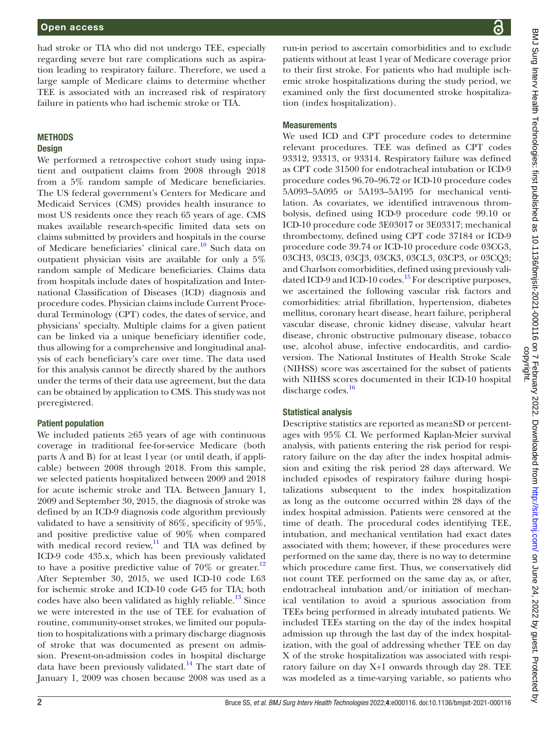had stroke or TIA who did not undergo TEE, especially regarding severe but rare complications such as aspiration leading to respiratory failure. Therefore, we used a large sample of Medicare claims to determine whether TEE is associated with an increased risk of respiratory failure in patients who had ischemic stroke or TIA.

## METHODS

### Design

We performed a retrospective cohort study using inpatient and outpatient claims from 2008 through 2018 from a 5% random sample of Medicare beneficiaries. The US federal government's Centers for Medicare and Medicaid Services (CMS) provides health insurance to most US residents once they reach 65 years of age. CMS makes available research-specific limited data sets on claims submitted by providers and hospitals in the course of Medicare beneficiaries' clinical care.[10] Such data on outpatient physician visits are available for only a 5% random sample of Medicare beneficiaries. Claims data from hospitals include dates of hospitalization and International Classification of Diseases (ICD) diagnosis and procedure codes. Physician claims include Current Procedural Terminology (CPT) codes, the dates of service, and physicians' specialty. Multiple claims for a given patient can be linked via a unique beneficiary identifier code, thus allowing for a comprehensive and longitudinal analysis of each beneficiary's care over time. The data used for this analysis cannot be directly shared by the authors under the terms of their data use agreement, but the data can be obtained by application to CMS. This study was not preregistered.

### Patient population

We included patients ≥65 years of age with continuous coverage in traditional fee-for-service Medicare (both parts A and B) for at least 1 year (or until death, if applicable) between 2008 through 2018. From this sample, we selected patients hospitalized between 2009 and 2018 for acute ischemic stroke and TIA. Between January 1, 2009 and September 30, 2015, the diagnosis of stroke was defined by an ICD-9 diagnosis code algorithm previously validated to have a sensitivity of 86%, specificity of 95%, and positive predictive value of 90% when compared with medical record review,[11] and TIA was defined by ICD-9 code 435.x, which has been previously validated to have a positive predictive value of 70% or greater.[12] After September 30, 2015, we used ICD-10 code I.63 for ischemic stroke and ICD-10 code G45 for TIA; both codes have also been validated as highly reliable.[13] Since we were interested in the use of TEE for evaluation of routine, community-onset strokes, we limited our population to hospitalizations with a primary discharge diagnosis of stroke that was documented as present on admission. Present-on-admission codes in hospital discharge data have been previously validated.[14] The start date of January 1, 2009 was chosen because 2008 was used as a run-in period to ascertain comorbidities and to exclude patients without at least 1 year of Medicare coverage prior to their first stroke. For patients who had multiple ischemic stroke hospitalizations during the study period, we examined only the first documented stroke hospitalization (index hospitalization).

### Measurements

We used ICD and CPT procedure codes to determine relevant procedures. TEE was defined as CPT codes 93312, 93313, or 93314. Respiratory failure was defined as CPT code 31500 for endotracheal intubation or ICD-9 procedure codes 96.70–96.72 or ICD-10 procedure codes 5A093–5A095 or 5A193–5A195 for mechanical ventilation. As covariates, we identified intravenous thrombolysis, defined using ICD-9 procedure code 99.10 or ICD-10 procedure code 3E03017 or 3E03317; mechanical thrombectomy, defined using CPT code 37184 or ICD-9 procedure code 39.74 or ICD-10 procedure code 03CG3, 03CH3, 03CI3, 03CJ3, 03CK3, 03CL3, 03CP3, or 03CQ3; and Charlson comorbidities, defined using previously validated ICD-9 and ICD-10 codes.[15] For descriptive purposes, we ascertained the following vascular risk factors and comorbidities: atrial fibrillation, hypertension, diabetes mellitus, coronary heart disease, heart failure, peripheral vascular disease, chronic kidney disease, valvular heart disease, chronic obstructive pulmonary disease, tobacco use, alcohol abuse, infective endocarditis, and cardioversion. The National Institutes of Health Stroke Scale (NIHSS) score was ascertained for the subset of patients with NIHSS scores documented in their ICD-10 hospital discharge codes.[16]

### Statistical analysis

Descriptive statistics are reported as mean±SD or percentages with 95% CI. We performed Kaplan-Meier survival analysis, with patients entering the risk period for respiratory failure on the day after the index hospital admission and exiting the risk period 28 days afterward. We included episodes of respiratory failure during hospitalizations subsequent to the index hospitalization as long as the outcome occurred within 28 days of the index hospital admission. Patients were censored at the time of death. The procedural codes identifying TEE, intubation, and mechanical ventilation had exact dates associated with them; however, if these procedures were performed on the same day, there is no way to determine which procedure came first. Thus, we conservatively did not count TEE performed on the same day as, or after, endotracheal intubation and/or initiation of mechanical ventilation to avoid a spurious association from TEEs being performed in already intubated patients. We included TEEs starting on the day of the index hospital admission up through the last day of the index hospitalization, with the goal of addressing whether TEE on day X of the stroke hospitalization was associated with respiratory failure on day X+1 onwards through day 28. TEE was modeled as a time-varying variable, so patients who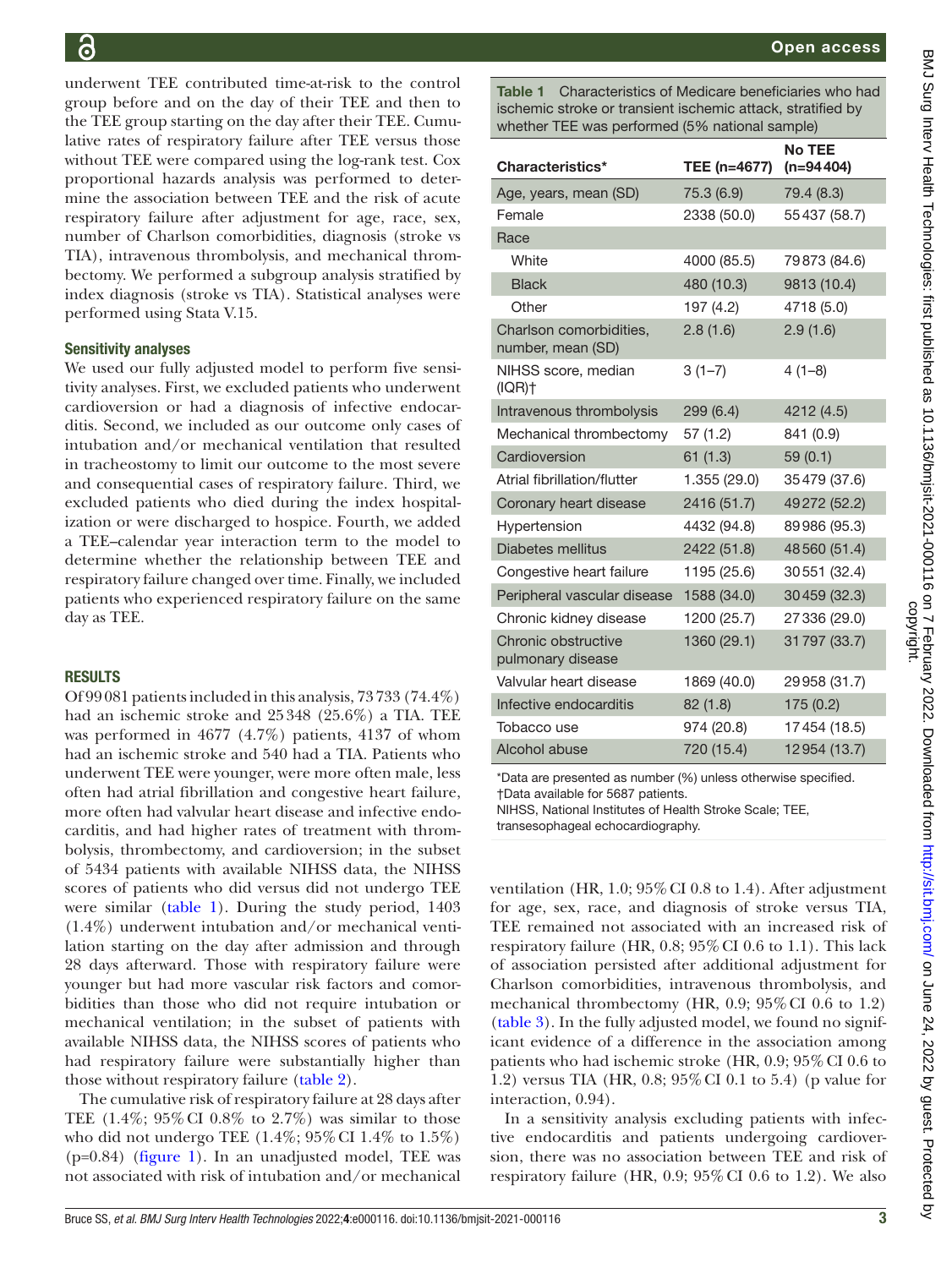underwent TEE contributed time-at-risk to the control group before and on the day of their TEE and then to the TEE group starting on the day after their TEE. Cumulative rates of respiratory failure after TEE versus those without TEE were compared using the log-rank test. Cox proportional hazards analysis was performed to determine the association between TEE and the risk of acute respiratory failure after adjustment for age, race, sex, number of Charlson comorbidities, diagnosis (stroke vs TIA), intravenous thrombolysis, and mechanical thrombectomy. We performed a subgroup analysis stratified by index diagnosis (stroke vs TIA). Statistical analyses were performed using Stata V.15.

### Sensitivity analyses

We used our fully adjusted model to perform five sensitivity analyses. First, we excluded patients who underwent cardioversion or had a diagnosis of infective endocarditis. Second, we included as our outcome only cases of intubation and/or mechanical ventilation that resulted in tracheostomy to limit our outcome to the most severe and consequential cases of respiratory failure. Third, we excluded patients who died during the index hospitalization or were discharged to hospice. Fourth, we added a TEE–calendar year interaction term to the model to determine whether the relationship between TEE and respiratory failure changed over time. Finally, we included patients who experienced respiratory failure on the same day as TEE.

## RESULTS

Of 99 081 patients included in this analysis, 73 733 (74.4%) had an ischemic stroke and 25 348 (25.6%) a TIA. TEE was performed in 4677 (4.7%) patients, 4137 of whom had an ischemic stroke and 540 had a TIA. Patients who underwent TEE were younger, were more often male, less often had atrial fibrillation and congestive heart failure, more often had valvular heart disease and infective endocarditis, and had higher rates of treatment with thrombolysis, thrombectomy, and cardioversion; in the subset of 5434 patients with available NIHSS data, the NIHSS scores of patients who did versus did not undergo TEE were similar (table 1). During the study period, 1403 (1.4%) underwent intubation and/or mechanical ventilation starting on the day after admission and through 28 days afterward. Those with respiratory failure were younger but had more vascular risk factors and comorbidities than those who did not require intubation or mechanical ventilation; in the subset of patients with available NIHSS data, the NIHSS scores of patients who had respiratory failure were substantially higher than those without respiratory failure (table 2).

The cumulative risk of respiratory failure at 28 days after TEE (1.4%; 95% CI 0.8% to 2.7%) was similar to those who did not undergo TEE (1.4%; 95% CI 1.4% to 1.5%) (p=0.84) (figure 1). In an unadjusted model, TEE was not associated with risk of intubation and/or mechanical ventilation (HR, 1.0; 95% CI 0.8 to 1.4). After adjustment for age, sex, race, and diagnosis of stroke versus TIA, TEE remained not associated with an increased risk of respiratory failure (HR, 0.8; 95% CI 0.6 to 1.1). This lack of association persisted after additional adjustment for Charlson comorbidities, intravenous thrombolysis, and mechanical thrombectomy (HR, 0.9; 95% CI 0.6 to 1.2) (table 3). In the fully adjusted model, we found no significant evidence of a difference in the association among patients who had ischemic stroke (HR, 0.9; 95% CI 0.6 to 1.2) versus TIA (HR, 0.8; 95% CI 0.1 to 5.4) (p value for interaction, 0.94).

In a sensitivity analysis excluding patients with infective endocarditis and patients undergoing cardioversion, there was no association between TEE and risk of respiratory failure (HR, 0.9; 95% CI 0.6 to 1.2). We also

**Table 1** Characteristics of Medicare beneficiaries who had ischemic stroke or transient ischemic attack, stratified by whether TEE was performed (5% national sample)

| Characteristics* | TEE (n=4677) | No TEE (n=94 404) |
|---|---|---|
| Age, years, mean (SD) | 75.3 (6.9) | 79.4 (8.3) |
| Female | 2338 (50.0) | 55 437 (58.7) |
| Race | | |
| White | 4000 (85.5) | 79 873 (84.6) |
| Black | 480 (10.3) | 9813 (10.4) |
| Other | 197 (4.2) | 4718 (5.0) |
| Charlson comorbidities, number, mean (SD) | 2.8 (1.6) | 2.9 (1.6) |
| NIHSS score, median (IQR)† | 3 (1–7) | 4 (1–8) |
| Intravenous thrombolysis | 299 (6.4) | 4212 (4.5) |
| Mechanical thrombectomy | 57 (1.2) | 841 (0.9) |
| Cardioversion | 61 (1.3) | 59 (0.1) |
| Atrial fibrillation/flutter | 1.355 (29.0) | 35 479 (37.6) |
| Coronary heart disease | 2416 (51.7) | 49 272 (52.2) |
| Hypertension | 4432 (94.8) | 89 986 (95.3) |
| Diabetes mellitus | 2422 (51.8) | 48 560 (51.4) |
| Congestive heart failure | 1195 (25.6) | 30 551 (32.4) |
| Peripheral vascular disease | 1588 (34.0) | 30 459 (32.3) |
| Chronic kidney disease | 1200 (25.7) | 27 336 (29.0) |
| Chronic obstructive pulmonary disease | 1360 (29.1) | 31 797 (33.7) |
| Valvular heart disease | 1869 (40.0) | 29 958 (31.7) |
| Infective endocarditis | 82 (1.8) | 175 (0.2) |
| Tobacco use | 974 (20.8) | 17 454 (18.5) |
| Alcohol abuse | 720 (15.4) | 12 954 (13.7) |

*Data are presented as number (%) unless otherwise specified.
†Data available for 5687 patients.
NIHSS, National Institutes of Health Stroke Scale; TEE, transesophageal echocardiography.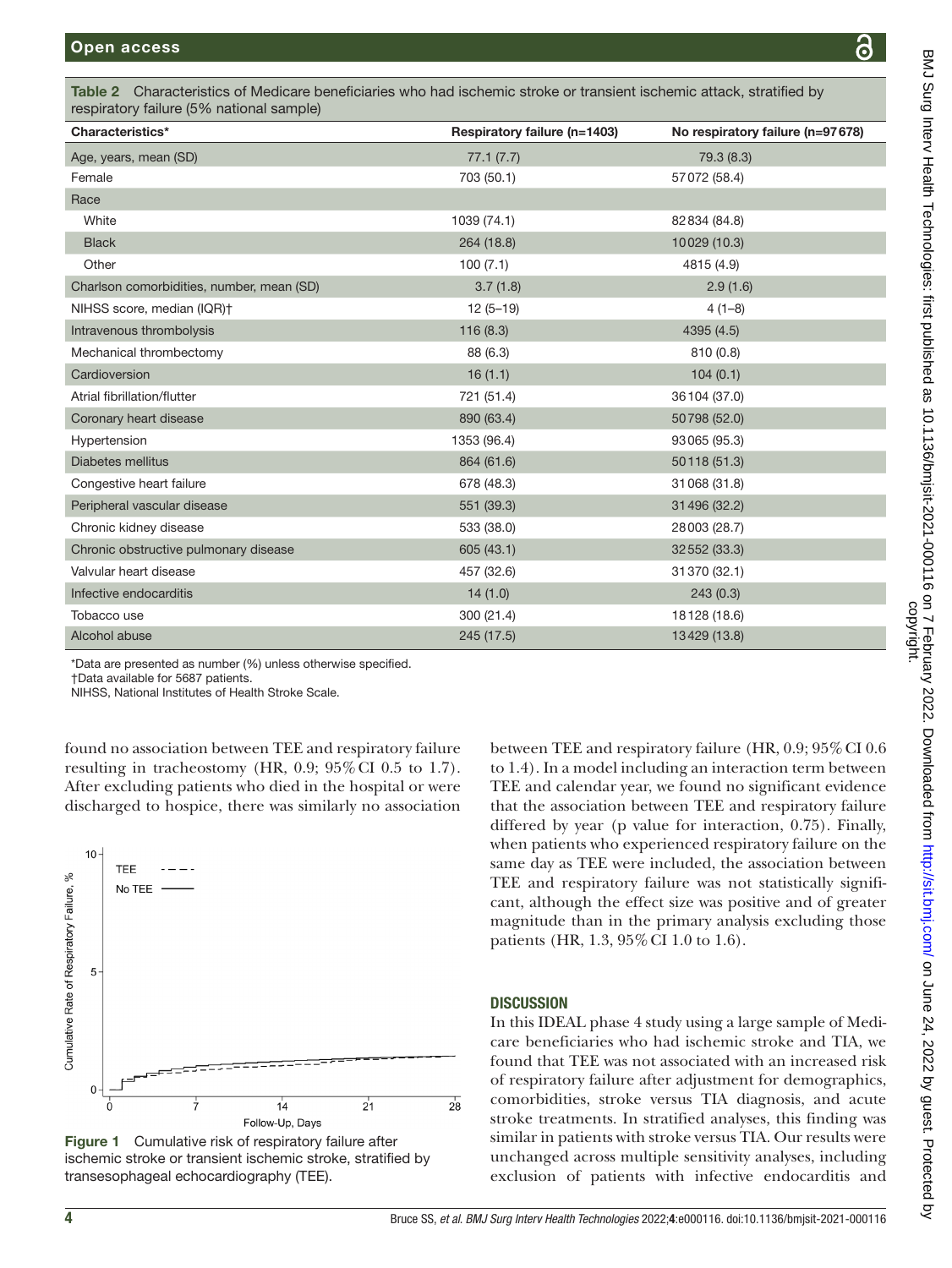**Table 2** Characteristics of Medicare beneficiaries who had ischemic stroke or transient ischemic attack, stratified by respiratory failure (5% national sample)

| Characteristics* | Respiratory failure (n=1403) | No respiratory failure (n=97678) |
|---|---|---|
| Age, years, mean (SD) | 77.1 (7.7) | 79.3 (8.3) |
| Female | 703 (50.1) | 57072 (58.4) |
| Race | | |
| White | 1039 (74.1) | 82834 (84.8) |
| Black | 264 (18.8) | 10029 (10.3) |
| Other | 100 (7.1) | 4815 (4.9) |
| Charlson comorbidities, number, mean (SD) | 3.7 (1.8) | 2.9 (1.6) |
| NIHSS score, median (IQR)† | 12 (5–19) | 4 (1–8) |
| Intravenous thrombolysis | 116 (8.3) | 4395 (4.5) |
| Mechanical thrombectomy | 88 (6.3) | 810 (0.8) |
| Cardioversion | 16 (1.1) | 104 (0.1) |
| Atrial fibrillation/flutter | 721 (51.4) | 36104 (37.0) |
| Coronary heart disease | 890 (63.4) | 50798 (52.0) |
| Hypertension | 1353 (96.4) | 93065 (95.3) |
| Diabetes mellitus | 864 (61.6) | 50118 (51.3) |
| Congestive heart failure | 678 (48.3) | 31068 (31.8) |
| Peripheral vascular disease | 551 (39.3) | 31496 (32.2) |
| Chronic kidney disease | 533 (38.0) | 28003 (28.7) |
| Chronic obstructive pulmonary disease | 605 (43.1) | 32552 (33.3) |
| Valvular heart disease | 457 (32.6) | 31370 (32.1) |
| Infective endocarditis | 14 (1.0) | 243 (0.3) |
| Tobacco use | 300 (21.4) | 18128 (18.6) |
| Alcohol abuse | 245 (17.5) | 13429 (13.8) |

*Data are presented as number (%) unless otherwise specified.
†Data available for 5687 patients.
NIHSS, National Institutes of Health Stroke Scale.

found no association between TEE and respiratory failure resulting in tracheostomy (HR, 0.9; 95% CI 0.5 to 1.7). After excluding patients who died in the hospital or were discharged to hospice, there was similarly no association between TEE and respiratory failure (HR, 0.9; 95% CI 0.6 to 1.4). In a model including an interaction term between TEE and calendar year, we found no significant evidence that the association between TEE and respiratory failure differed by year (p value for interaction, 0.75). Finally, when patients who experienced respiratory failure on the same day as TEE were included, the association between TEE and respiratory failure was not statistically significant, although the effect size was positive and of greater magnitude than in the primary analysis excluding those patients (HR, 1.3, 95% CI 1.0 to 1.6).

**Figure 1** Cumulative risk of respiratory failure after ischemic stroke or transient ischemic stroke, stratified by transesophageal echocardiography (TEE).

## DISCUSSION

In this IDEAL phase 4 study using a large sample of Medicare beneficiaries who had ischemic stroke and TIA, we found that TEE was not associated with an increased risk of respiratory failure after adjustment for demographics, comorbidities, stroke versus TIA diagnosis, and acute stroke treatments. In stratified analyses, this finding was similar in patients with stroke versus TIA. Our results were unchanged across multiple sensitivity analyses, including exclusion of patients with infective endocarditis and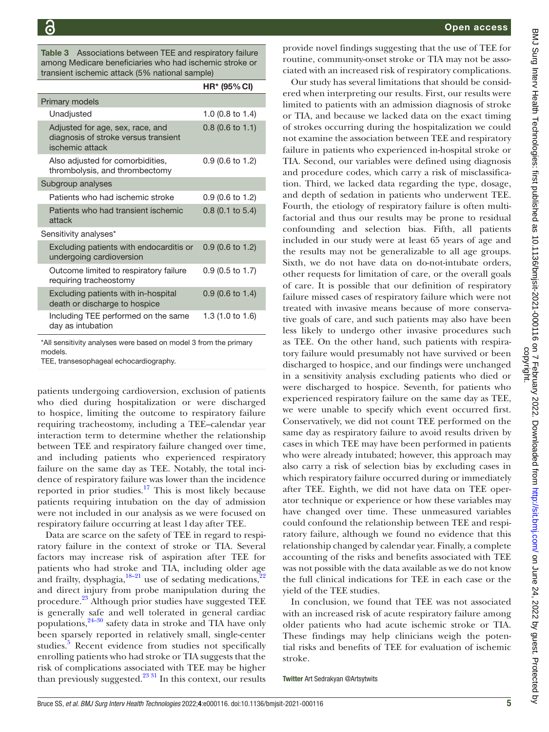Table 3 Associations between TEE and respiratory failure among Medicare beneficiaries who had ischemic stroke or transient ischemic attack (5% national sample)

| | HR* (95% CI) |
|---|---|
| **Primary models** | |
| Unadjusted | 1.0 (0.8 to 1.4) |
| Adjusted for age, sex, race, and diagnosis of stroke versus transient ischemic attack | 0.8 (0.6 to 1.1) |
| Also adjusted for comorbidities, thrombolysis, and thrombectomy | 0.9 (0.6 to 1.2) |
| **Subgroup analyses** | |
| Patients who had ischemic stroke | 0.9 (0.6 to 1.2) |
| Patients who had transient ischemic attack | 0.8 (0.1 to 5.4) |
| **Sensitivity analyses*** | |
| Excluding patients with endocarditis or undergoing cardioversion | 0.9 (0.6 to 1.2) |
| Outcome limited to respiratory failure requiring tracheostomy | 0.9 (0.5 to 1.7) |
| Excluding patients with in-hospital death or discharge to hospice | 0.9 (0.6 to 1.4) |
| Including TEE performed on the same day as intubation | 1.3 (1.0 to 1.6) |

*All sensitivity analyses were based on model 3 from the primary models.
TEE, transesophageal echocardiography.

patients undergoing cardioversion, exclusion of patients who died during hospitalization or were discharged to hospice, limiting the outcome to respiratory failure requiring tracheostomy, including a TEE–calendar year interaction term to determine whether the relationship between TEE and respiratory failure changed over time, and including patients who experienced respiratory failure on the same day as TEE. Notably, the total incidence of respiratory failure was lower than the incidence reported in prior studies.[17] This is most likely because patients requiring intubation on the day of admission were not included in our analysis as we were focused on respiratory failure occurring at least 1 day after TEE.

Data are scarce on the safety of TEE in regard to respiratory failure in the context of stroke or TIA. Several factors may increase risk of aspiration after TEE for patients who had stroke and TIA, including older age and frailty, dysphagia,[18–21] use of sedating medications,[22] and direct injury from probe manipulation during the procedure.[23] Although prior studies have suggested TEE is generally safe and well tolerated in general cardiac populations,[24–30] safety data in stroke and TIA have only been sparsely reported in relatively small, single-center studies.[5] Recent evidence from studies not specifically enrolling patients who had stroke or TIA suggests that the risk of complications associated with TEE may be higher than previously suggested.[23 31] In this context, our results provide novel findings suggesting that the use of TEE for routine, community-onset stroke or TIA may not be associated with an increased risk of respiratory complications.

Our study has several limitations that should be considered when interpreting our results. First, our results were limited to patients with an admission diagnosis of stroke or TIA, and because we lacked data on the exact timing of strokes occurring during the hospitalization we could not examine the association between TEE and respiratory failure in patients who experienced in-hospital stroke or TIA. Second, our variables were defined using diagnosis and procedure codes, which carry a risk of misclassification. Third, we lacked data regarding the type, dosage, and depth of sedation in patients who underwent TEE. Fourth, the etiology of respiratory failure is often multifactorial and thus our results may be prone to residual confounding and selection bias. Fifth, all patients included in our study were at least 65 years of age and the results may not be generalizable to all age groups. Sixth, we do not have data on do-not-intubate orders, other requests for limitation of care, or the overall goals of care. It is possible that our definition of respiratory failure missed cases of respiratory failure which were not treated with invasive means because of more conservative goals of care, and such patients may also have been less likely to undergo other invasive procedures such as TEE. On the other hand, such patients with respiratory failure would presumably not have survived or been discharged to hospice, and our findings were unchanged in a sensitivity analysis excluding patients who died or were discharged to hospice. Seventh, for patients who experienced respiratory failure on the same day as TEE, we were unable to specify which event occurred first. Conservatively, we did not count TEE performed on the same day as respiratory failure to avoid results driven by cases in which TEE may have been performed in patients who were already intubated; however, this approach may also carry a risk of selection bias by excluding cases in which respiratory failure occurred during or immediately after TEE. Eighth, we did not have data on TEE operator technique or experience or how these variables may have changed over time. These unmeasured variables could confound the relationship between TEE and respiratory failure, although we found no evidence that this relationship changed by calendar year. Finally, a complete accounting of the risks and benefits associated with TEE was not possible with the data available as we do not know the full clinical indications for TEE in each case or the yield of the TEE studies.

In conclusion, we found that TEE was not associated with an increased risk of acute respiratory failure among older patients who had acute ischemic stroke or TIA. These findings may help clinicians weigh the potential risks and benefits of TEE for evaluation of ischemic stroke.

**Twitter** Art Sedrakyan @Artsytwits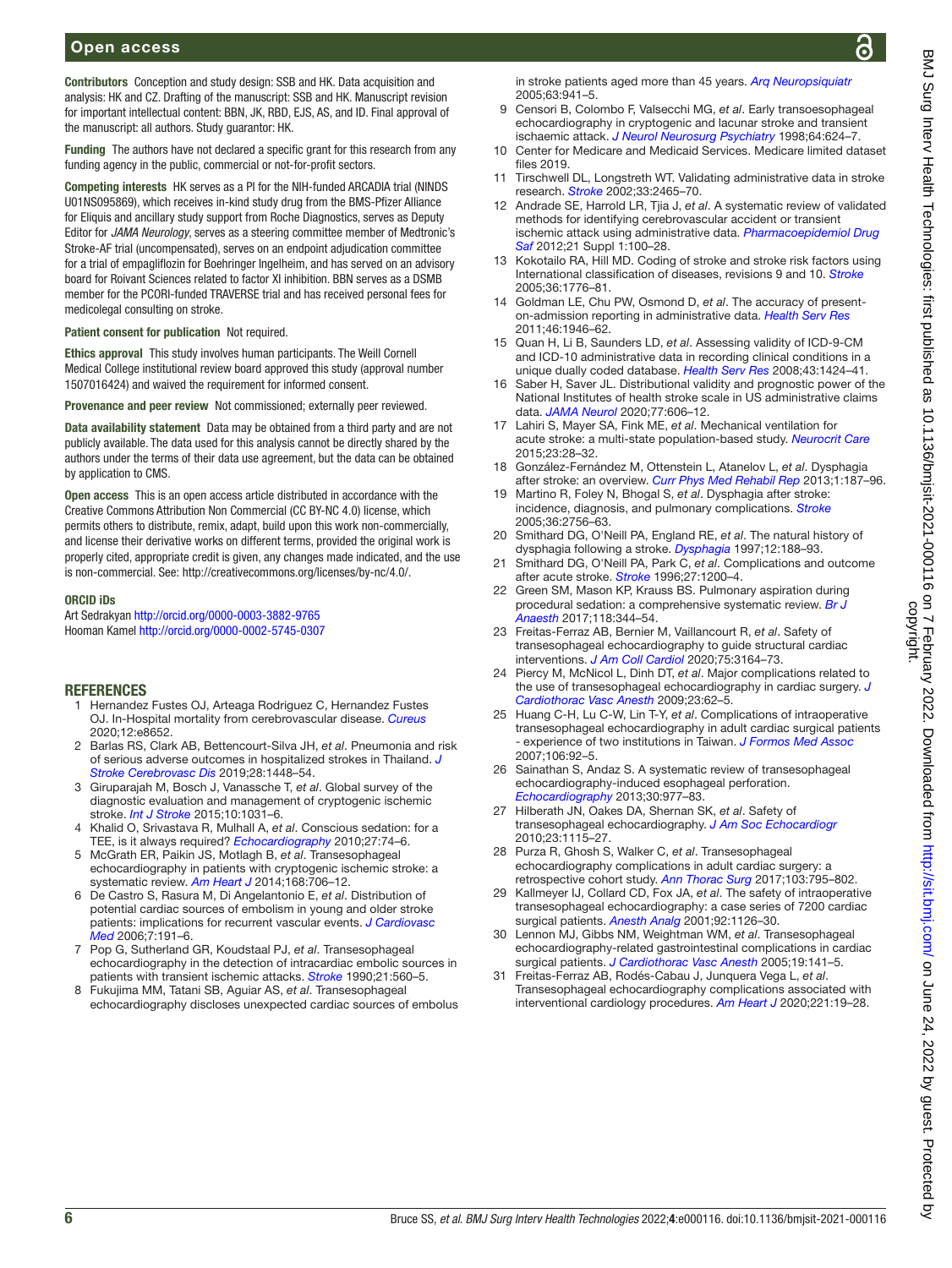**Contributors** Conception and study design: SSB and HK. Data acquisition and analysis: HK and CZ. Drafting of the manuscript: SSB and HK. Manuscript revision for important intellectual content: BBN, JK, RBD, EJS, AS, and ID. Final approval of the manuscript: all authors. Study guarantor: HK.

**Funding** The authors have not declared a specific grant for this research from any funding agency in the public, commercial or not-for-profit sectors.

**Competing interests** HK serves as a PI for the NIH-funded ARCADIA trial (NINDS U01NS095869), which receives in-kind study drug from the BMS-Pfizer Alliance for Eliquis and ancillary study support from Roche Diagnostics, serves as Deputy Editor for *JAMA Neurology*, serves as a steering committee member of Medtronic's Stroke-AF trial (uncompensated), serves on an endpoint adjudication committee for a trial of empagliflozin for Boehringer Ingelheim, and has served on an advisory board for Roivant Sciences related to factor XI inhibition. BBN serves as a DSMB member for the PCORI-funded TRAVERSE trial and has received personal fees for medicolegal consulting on stroke.

**Patient consent for publication** Not required.

**Ethics approval** This study involves human participants. The Weill Cornell Medical College institutional review board approved this study (approval number 1507016424) and waived the requirement for informed consent.

**Provenance and peer review** Not commissioned; externally peer reviewed.

**Data availability statement** Data may be obtained from a third party and are not publicly available. The data used for this analysis cannot be directly shared by the authors under the terms of their data use agreement, but the data can be obtained by application to CMS.

**Open access** This is an open access article distributed in accordance with the Creative Commons Attribution Non Commercial (CC BY-NC 4.0) license, which permits others to distribute, remix, adapt, build upon this work non-commercially, and license their derivative works on different terms, provided the original work is properly cited, appropriate credit is given, any changes made indicated, and the use is non-commercial. See: http://creativecommons.org/licenses/by-nc/4.0/.

#### ORCID iDs

Art Sedrakyan http://orcid.org/0000-0003-3882-9765
Hooman Kamel http://orcid.org/0000-0002-5745-0307

## REFERENCES

1. Hernandez Fustes OJ, Arteaga Rodriguez C, Hernandez Fustes OJ. In-Hospital mortality from cerebrovascular disease. *Cureus* 2020;12:e8652.
2. Barlas RS, Clark AB, Bettencourt-Silva JH, *et al*. Pneumonia and risk of serious adverse outcomes in hospitalized strokes in Thailand. *J Stroke Cerebrovasc Dis* 2019;28:1448–54.
3. Giruparajah M, Bosch J, Vanassche T, *et al*. Global survey of the diagnostic evaluation and management of cryptogenic ischemic stroke. *Int J Stroke* 2015;10:1031–6.
4. Khalid O, Srivastava R, Mulhall A, *et al*. Conscious sedation: for a TEE, is it always required? *Echocardiography* 2010;27:74–6.
5. McGrath ER, Paikin JS, Motlagh B, *et al*. Transesophageal echocardiography in patients with cryptogenic ischemic stroke: a systematic review. *Am Heart J* 2014;168:706–12.
6. De Castro S, Rasura M, Di Angelantonio E, *et al*. Distribution of potential cardiac sources of embolism in young and older stroke patients: implications for recurrent vascular events. *J Cardiovasc Med* 2006;7:191–6.
7. Pop G, Sutherland GR, Koudstaal PJ, *et al*. Transesophageal echocardiography in the detection of intracardiac embolic sources in patients with transient ischemic attacks. *Stroke* 1990;21:560–5.
8. Fukujima MM, Tatani SB, Aguiar AS, *et al*. Transesophageal echocardiography discloses unexpected cardiac sources of embolus in stroke patients aged more than 45 years. *Arq Neuropsiquiatr* 2005;63:941–5.
9. Censori B, Colombo F, Valsecchi MG, *et al*. Early transoesophageal echocardiography in cryptogenic and lacunar stroke and transient ischaemic attack. *J Neurol Neurosurg Psychiatry* 1998;64:624–7.
10. Center for Medicare and Medicaid Services. Medicare limited dataset files 2019.
11. Tirschwell DL, Longstreth WT. Validating administrative data in stroke research. *Stroke* 2002;33:2465–70.
12. Andrade SE, Harrold LR, Tjia J, *et al*. A systematic review of validated methods for identifying cerebrovascular accident or transient ischemic attack using administrative data. *Pharmacoepidemiol Drug Saf* 2012;21 Suppl 1:100–28.
13. Kokotailo RA, Hill MD. Coding of stroke and stroke risk factors using International classification of diseases, revisions 9 and 10. *Stroke* 2005;36:1776–81.
14. Goldman LE, Chu PW, Osmond D, *et al*. The accuracy of present-on-admission reporting in administrative data. *Health Serv Res* 2011;46:1946–62.
15. Quan H, Li B, Saunders LD, *et al*. Assessing validity of ICD-9-CM and ICD-10 administrative data in recording clinical conditions in a unique dually coded database. *Health Serv Res* 2008;43:1424–41.
16. Saber H, Saver JL. Distributional validity and prognostic power of the National Institutes of health stroke scale in US administrative claims data. *JAMA Neurol* 2020;77:606–12.
17. Lahiri S, Mayer SA, Fink ME, *et al*. Mechanical ventilation for acute stroke: a multi-state population-based study. *Neurocrit Care* 2015;23:28–32.
18. González-Fernández M, Ottenstein L, Atanelov L, *et al*. Dysphagia after stroke: an overview. *Curr Phys Med Rehabil Rep* 2013;1:187–96.
19. Martino R, Foley N, Bhogal S, *et al*. Dysphagia after stroke: incidence, diagnosis, and pulmonary complications. *Stroke* 2005;36:2756–63.
20. Smithard DG, O'Neill PA, England RE, *et al*. The natural history of dysphagia following a stroke. *Dysphagia* 1997;12:188–93.
21. Smithard DG, O'Neill PA, Park C, *et al*. Complications and outcome after acute stroke. *Stroke* 1996;27:1200–4.
22. Green SM, Mason KP, Krauss BS. Pulmonary aspiration during procedural sedation: a comprehensive systematic review. *Br J Anaesth* 2017;118:344–54.
23. Freitas-Ferraz AB, Bernier M, Vaillancourt R, *et al*. Safety of transesophageal echocardiography to guide structural cardiac interventions. *J Am Coll Cardiol* 2020;75:3164–73.
24. Piercy M, McNicol L, Dinh DT, *et al*. Major complications related to the use of transesophageal echocardiography in cardiac surgery. *J Cardiothorac Vasc Anesth* 2009;23:62–5.
25. Huang C-H, Lu C-W, Lin T-Y, *et al*. Complications of intraoperative transesophageal echocardiography in adult cardiac surgical patients - experience of two institutions in Taiwan. *J Formos Med Assoc* 2007;106:92–5.
26. Sainathan S, Andaz S. A systematic review of transesophageal echocardiography-induced esophageal perforation. *Echocardiography* 2013;30:977–83.
27. Hilberath JN, Oakes DA, Shernan SK, *et al*. Safety of transesophageal echocardiography. *J Am Soc Echocardiogr* 2010;23:1115–27.
28. Purza R, Ghosh S, Walker C, *et al*. Transesophageal echocardiography complications in adult cardiac surgery: a retrospective cohort study. *Ann Thorac Surg* 2017;103:795–802.
29. Kallmeyer IJ, Collard CD, Fox JA, *et al*. The safety of intraoperative transesophageal echocardiography: a case series of 7200 cardiac surgical patients. *Anesth Analg* 2001;92:1126–30.
30. Lennon MJ, Gibbs NM, Weightman WM, *et al*. Transesophageal echocardiography-related gastrointestinal complications in cardiac surgical patients. *J Cardiothorac Vasc Anesth* 2005;19:141–5.
31. Freitas-Ferraz AB, Rodés-Cabau J, Junquera Vega L, *et al*. Transesophageal echocardiography complications associated with interventional cardiology procedures. *Am Heart J* 2020;221:19–28.